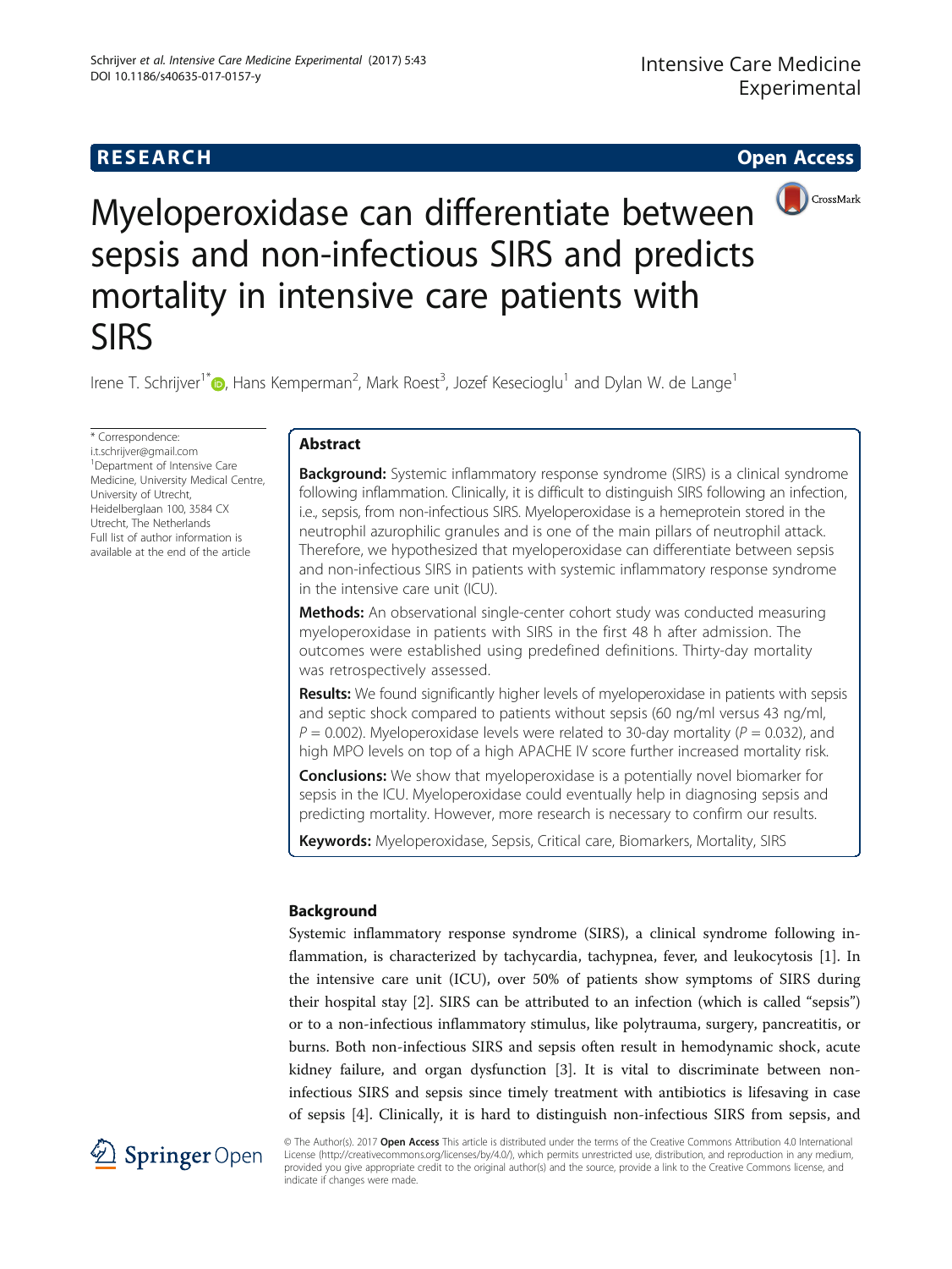RESEARCH Open Access

# Myeloperoxidase can differentiate between sepsis and non-infectious SIRS and predicts mortality in intensive care patients with SIRS

Irene T. Schrijver[1*], Hans Kemperman[2], Mark Roest[3], Jozef Kesecioglu[1] and Dylan W. de Lange[1]

\* Correspondence: i.t.schrijver@gmail.com
[1]Department of Intensive Care Medicine, University Medical Centre, University of Utrecht, Heidelberglaan 100, 3584 CX Utrecht, The Netherlands
Full list of author information is available at the end of the article

## Abstract

**Background:** Systemic inflammatory response syndrome (SIRS) is a clinical syndrome following inflammation. Clinically, it is difficult to distinguish SIRS following an infection, i.e., sepsis, from non-infectious SIRS. Myeloperoxidase is a hemeprotein stored in the neutrophil azurophilic granules and is one of the main pillars of neutrophil attack. Therefore, we hypothesized that myeloperoxidase can differentiate between sepsis and non-infectious SIRS in patients with systemic inflammatory response syndrome in the intensive care unit (ICU).

**Methods:** An observational single-center cohort study was conducted measuring myeloperoxidase in patients with SIRS in the first 48 h after admission. The outcomes were established using predefined definitions. Thirty-day mortality was retrospectively assessed.

**Results:** We found significantly higher levels of myeloperoxidase in patients with sepsis and septic shock compared to patients without sepsis (60 ng/ml versus 43 ng/ml, $P = 0.002$). Myeloperoxidase levels were related to 30-day mortality ($P = 0.032$), and high MPO levels on top of a high APACHE IV score further increased mortality risk.

**Conclusions:** We show that myeloperoxidase is a potentially novel biomarker for sepsis in the ICU. Myeloperoxidase could eventually help in diagnosing sepsis and predicting mortality. However, more research is necessary to confirm our results.

**Keywords:** Myeloperoxidase, Sepsis, Critical care, Biomarkers, Mortality, SIRS

## Background

Systemic inflammatory response syndrome (SIRS), a clinical syndrome following inflammation, is characterized by tachycardia, tachypnea, fever, and leukocytosis [1]. In the intensive care unit (ICU), over 50% of patients show symptoms of SIRS during their hospital stay [2]. SIRS can be attributed to an infection (which is called "sepsis") or to a non-infectious inflammatory stimulus, like polytrauma, surgery, pancreatitis, or burns. Both non-infectious SIRS and sepsis often result in hemodynamic shock, acute kidney failure, and organ dysfunction [3]. It is vital to discriminate between non-infectious SIRS and sepsis since timely treatment with antibiotics is lifesaving in case of sepsis [4]. Clinically, it is hard to distinguish non-infectious SIRS from sepsis, and

© The Author(s). 2017 **Open Access** This article is distributed under the terms of the Creative Commons Attribution 4.0 International License (http://creativecommons.org/licenses/by/4.0/), which permits unrestricted use, distribution, and reproduction in any medium, provided you give appropriate credit to the original author(s) and the source, provide a link to the Creative Commons license, and indicate if changes were made.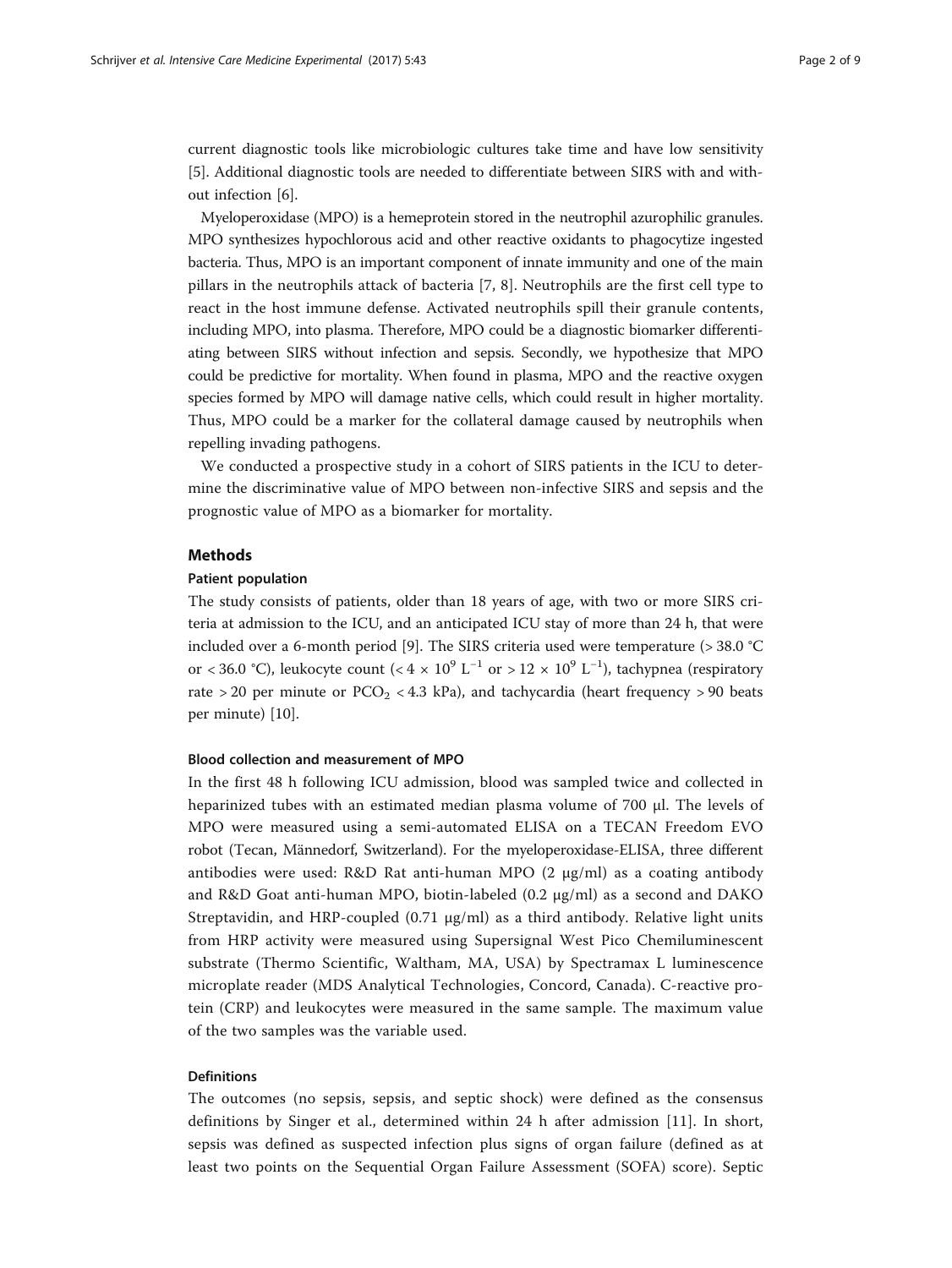current diagnostic tools like microbiologic cultures take time and have low sensitivity [5]. Additional diagnostic tools are needed to differentiate between SIRS with and without infection [6].

Myeloperoxidase (MPO) is a hemeprotein stored in the neutrophil azurophilic granules. MPO synthesizes hypochlorous acid and other reactive oxidants to phagocytize ingested bacteria. Thus, MPO is an important component of innate immunity and one of the main pillars in the neutrophils attack of bacteria [7, 8]. Neutrophils are the first cell type to react in the host immune defense. Activated neutrophils spill their granule contents, including MPO, into plasma. Therefore, MPO could be a diagnostic biomarker differentiating between SIRS without infection and sepsis. Secondly, we hypothesize that MPO could be predictive for mortality. When found in plasma, MPO and the reactive oxygen species formed by MPO will damage native cells, which could result in higher mortality. Thus, MPO could be a marker for the collateral damage caused by neutrophils when repelling invading pathogens.

We conducted a prospective study in a cohort of SIRS patients in the ICU to determine the discriminative value of MPO between non-infective SIRS and sepsis and the prognostic value of MPO as a biomarker for mortality.

## Methods

### Patient population

The study consists of patients, older than 18 years of age, with two or more SIRS criteria at admission to the ICU, and an anticipated ICU stay of more than 24 h, that were included over a 6-month period [9]. The SIRS criteria used were temperature (> 38.0 °C or < 36.0 °C), leukocyte count ($< 4 \times 10^9$ $L^{-1}$ or $> 12 \times 10^9$ $L^{-1}$), tachypnea (respiratory rate > 20 per minute or $PCO_2$ < 4.3 kPa), and tachycardia (heart frequency > 90 beats per minute) [10].

### Blood collection and measurement of MPO

In the first 48 h following ICU admission, blood was sampled twice and collected in heparinized tubes with an estimated median plasma volume of 700 μl. The levels of MPO were measured using a semi-automated ELISA on a TECAN Freedom EVO robot (Tecan, Männedorf, Switzerland). For the myeloperoxidase-ELISA, three different antibodies were used: R&D Rat anti-human MPO (2 μg/ml) as a coating antibody and R&D Goat anti-human MPO, biotin-labeled (0.2 μg/ml) as a second and DAKO Streptavidin, and HRP-coupled (0.71 μg/ml) as a third antibody. Relative light units from HRP activity were measured using Supersignal West Pico Chemiluminescent substrate (Thermo Scientific, Waltham, MA, USA) by Spectramax L luminescence microplate reader (MDS Analytical Technologies, Concord, Canada). C-reactive protein (CRP) and leukocytes were measured in the same sample. The maximum value of the two samples was the variable used.

### Definitions

The outcomes (no sepsis, sepsis, and septic shock) were defined as the consensus definitions by Singer et al., determined within 24 h after admission [11]. In short, sepsis was defined as suspected infection plus signs of organ failure (defined as at least two points on the Sequential Organ Failure Assessment (SOFA) score). Septic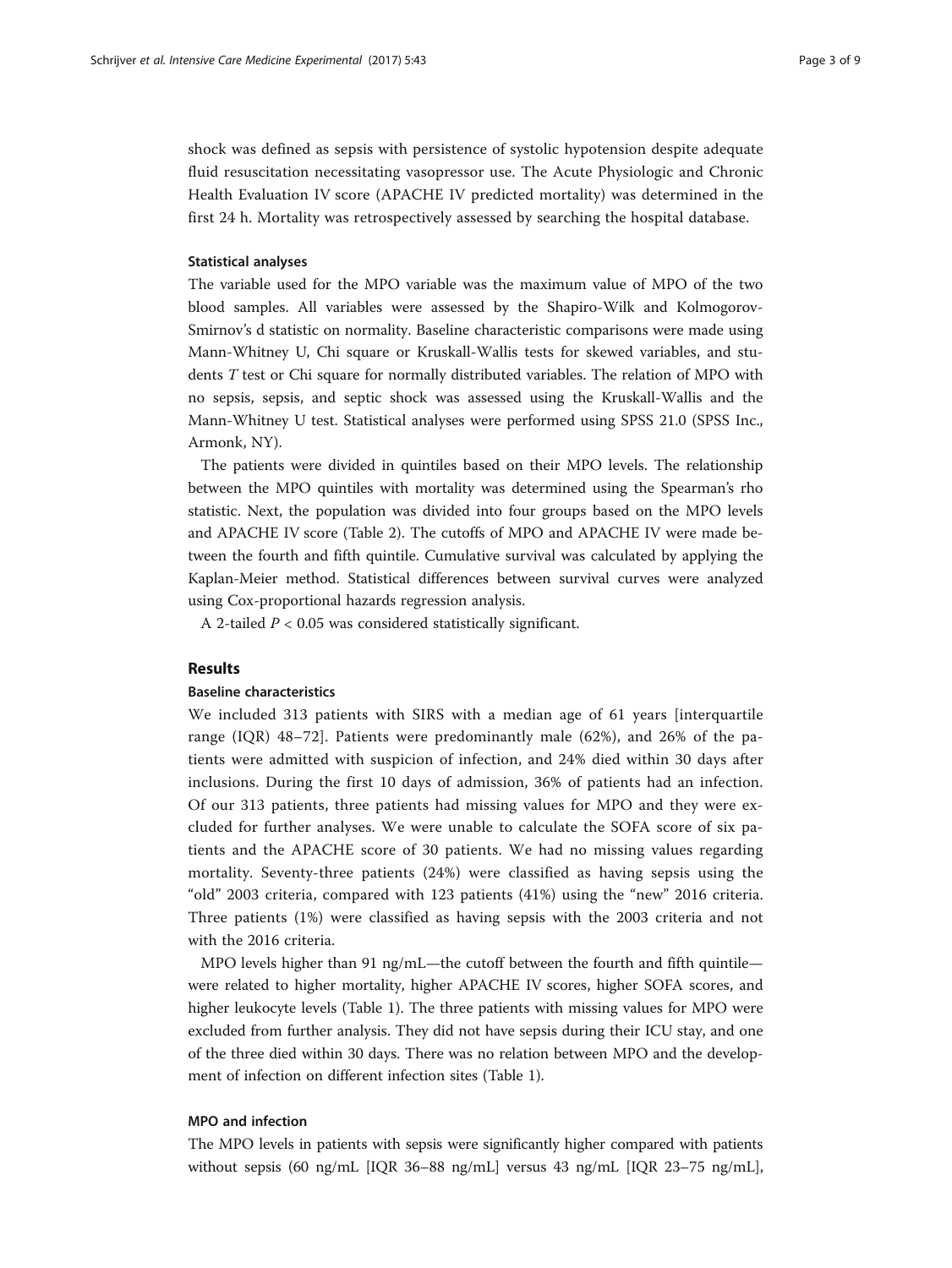shock was defined as sepsis with persistence of systolic hypotension despite adequate fluid resuscitation necessitating vasopressor use. The Acute Physiologic and Chronic Health Evaluation IV score (APACHE IV predicted mortality) was determined in the first 24 h. Mortality was retrospectively assessed by searching the hospital database.

### Statistical analyses

The variable used for the MPO variable was the maximum value of MPO of the two blood samples. All variables were assessed by the Shapiro-Wilk and Kolmogorov-Smirnov's d statistic on normality. Baseline characteristic comparisons were made using Mann-Whitney U, Chi square or Kruskall-Wallis tests for skewed variables, and students *T* test or Chi square for normally distributed variables. The relation of MPO with no sepsis, sepsis, and septic shock was assessed using the Kruskall-Wallis and the Mann-Whitney U test. Statistical analyses were performed using SPSS 21.0 (SPSS Inc., Armonk, NY).

The patients were divided in quintiles based on their MPO levels. The relationship between the MPO quintiles with mortality was determined using the Spearman's rho statistic. Next, the population was divided into four groups based on the MPO levels and APACHE IV score (Table 2). The cutoffs of MPO and APACHE IV were made between the fourth and fifth quintile. Cumulative survival was calculated by applying the Kaplan-Meier method. Statistical differences between survival curves were analyzed using Cox-proportional hazards regression analysis.

A 2-tailed $P < 0.05$ was considered statistically significant.

## Results

### Baseline characteristics

We included 313 patients with SIRS with a median age of 61 years [interquartile range (IQR) 48–72]. Patients were predominantly male (62%), and 26% of the patients were admitted with suspicion of infection, and 24% died within 30 days after inclusions. During the first 10 days of admission, 36% of patients had an infection. Of our 313 patients, three patients had missing values for MPO and they were excluded for further analyses. We were unable to calculate the SOFA score of six patients and the APACHE score of 30 patients. We had no missing values regarding mortality. Seventy-three patients (24%) were classified as having sepsis using the "old" 2003 criteria, compared with 123 patients (41%) using the "new" 2016 criteria. Three patients (1%) were classified as having sepsis with the 2003 criteria and not with the 2016 criteria.

MPO levels higher than 91 ng/mL—the cutoff between the fourth and fifth quintile—were related to higher mortality, higher APACHE IV scores, higher SOFA scores, and higher leukocyte levels (Table 1). The three patients with missing values for MPO were excluded from further analysis. They did not have sepsis during their ICU stay, and one of the three died within 30 days. There was no relation between MPO and the development of infection on different infection sites (Table 1).

### MPO and infection

The MPO levels in patients with sepsis were significantly higher compared with patients without sepsis (60 ng/mL [IQR 36–88 ng/mL] versus 43 ng/mL [IQR 23–75 ng/mL],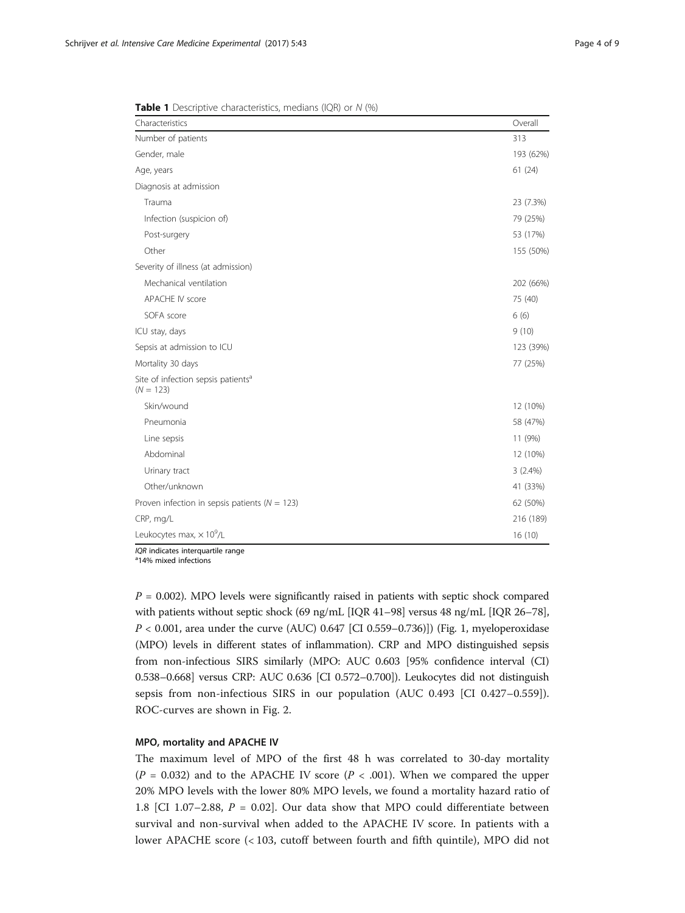**Table 1** Descriptive characteristics, medians (IQR) or *N* (%)

| Characteristics | Overall |
|---|---|
| Number of patients | 313 |
| Gender, male | 193 (62%) |
| Age, years | 61 (24) |
| Diagnosis at admission | |
| Trauma | 23 (7.3%) |
| Infection (suspicion of) | 79 (25%) |
| Post-surgery | 53 (17%) |
| Other | 155 (50%) |
| Severity of illness (at admission) | |
| Mechanical ventilation | 202 (66%) |
| APACHE IV score | 75 (40) |
| SOFA score | 6 (6) |
| ICU stay, days | 9 (10) |
| Sepsis at admission to ICU | 123 (39%) |
| Mortality 30 days | 77 (25%) |
| Site of infection sepsis patients[a] (*N* = 123) | |
| Skin/wound | 12 (10%) |
| Pneumonia | 58 (47%) |
| Line sepsis | 11 (9%) |
| Abdominal | 12 (10%) |
| Urinary tract | 3 (2.4%) |
| Other/unknown | 41 (33%) |
| Proven infection in sepsis patients (*N* = 123) | 62 (50%) |
| CRP, mg/L | 216 (189) |
| Leukocytes max, $\times 10^9$/L | 16 (10) |

*IQR* indicates interquartile range
[a]14% mixed infections

$P = 0.002$). MPO levels were significantly raised in patients with septic shock compared with patients without septic shock (69 ng/mL [IQR 41–98] versus 48 ng/mL [IQR 26–78], $P < 0.001$, area under the curve (AUC) 0.647 [CI 0.559–0.736)]) (Fig. 1, myeloperoxidase (MPO) levels in different states of inflammation). CRP and MPO distinguished sepsis from non-infectious SIRS similarly (MPO: AUC 0.603 [95% confidence interval (CI) 0.538–0.668] versus CRP: AUC 0.636 [CI 0.572–0.700]). Leukocytes did not distinguish sepsis from non-infectious SIRS in our population (AUC 0.493 [CI 0.427–0.559]). ROC-curves are shown in Fig. 2.

### MPO, mortality and APACHE IV

The maximum level of MPO of the first 48 h was correlated to 30-day mortality ($P = 0.032$) and to the APACHE IV score ($P < .001$). When we compared the upper 20% MPO levels with the lower 80% MPO levels, we found a mortality hazard ratio of 1.8 [CI 1.07–2.88, $P = 0.02$]. Our data show that MPO could differentiate between survival and non-survival when added to the APACHE IV score. In patients with a lower APACHE score (< 103, cutoff between fourth and fifth quintile), MPO did not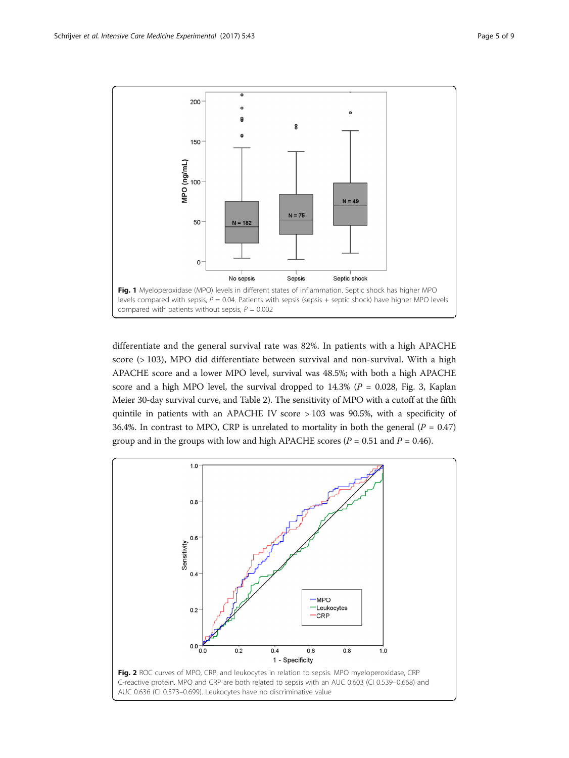Fig. 1 Myeloperoxidase (MPO) levels in different states of inflammation. Septic shock has higher MPO levels compared with sepsis, $P = 0.04$. Patients with sepsis (sepsis + septic shock) have higher MPO levels compared with patients without sepsis, $P = 0.002$

differentiate and the general survival rate was 82%. In patients with a high APACHE score (> 103), MPO did differentiate between survival and non-survival. With a high APACHE score and a lower MPO level, survival was 48.5%; with both a high APACHE score and a high MPO level, the survival dropped to 14.3% ($P = 0.028$, Fig. 3, Kaplan Meier 30-day survival curve, and Table 2). The sensitivity of MPO with a cutoff at the fifth quintile in patients with an APACHE IV score > 103 was 90.5%, with a specificity of 36.4%. In contrast to MPO, CRP is unrelated to mortality in both the general ($P = 0.47$) group and in the groups with low and high APACHE scores ($P = 0.51$ and $P = 0.46$).

Fig. 2 ROC curves of MPO, CRP, and leukocytes in relation to sepsis. MPO myeloperoxidase, CRP C-reactive protein. MPO and CRP are both related to sepsis with an AUC 0.603 (CI 0.539–0.668) and AUC 0.636 (CI 0.573–0.699). Leukocytes have no discriminative value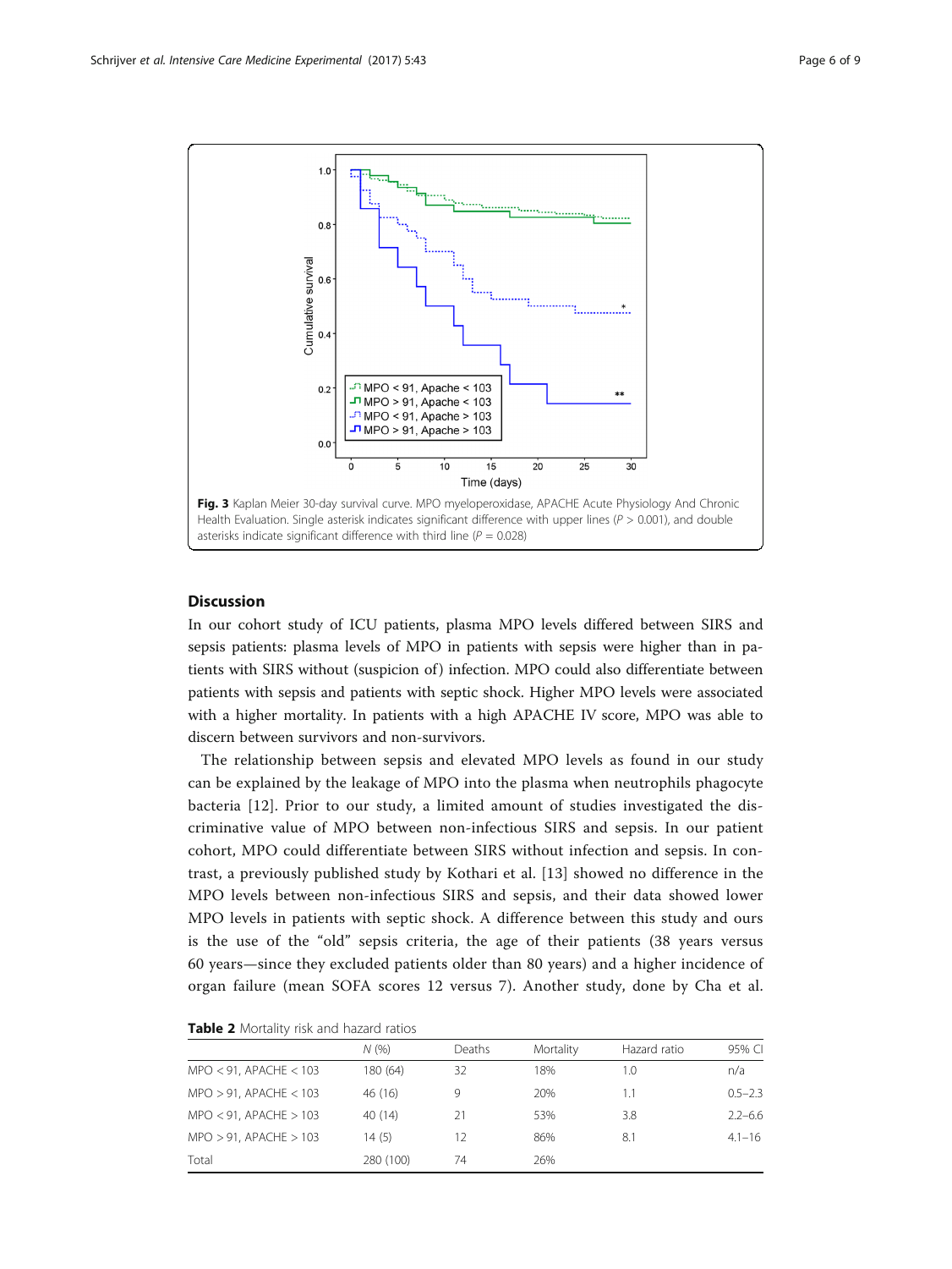Fig. 3 Kaplan Meier 30-day survival curve. MPO myeloperoxidase, APACHE Acute Physiology And Chronic Health Evaluation. Single asterisk indicates significant difference with upper lines ($P > 0.001$), and double asterisks indicate significant difference with third line ($P = 0.028$)

## Discussion

In our cohort study of ICU patients, plasma MPO levels differed between SIRS and sepsis patients: plasma levels of MPO in patients with sepsis were higher than in patients with SIRS without (suspicion of) infection. MPO could also differentiate between patients with sepsis and patients with septic shock. Higher MPO levels were associated with a higher mortality. In patients with a high APACHE IV score, MPO was able to discern between survivors and non-survivors.

The relationship between sepsis and elevated MPO levels as found in our study can be explained by the leakage of MPO into the plasma when neutrophils phagocyte bacteria [12]. Prior to our study, a limited amount of studies investigated the discriminative value of MPO between non-infectious SIRS and sepsis. In our patient cohort, MPO could differentiate between SIRS without infection and sepsis. In contrast, a previously published study by Kothari et al. [13] showed no difference in the MPO levels between non-infectious SIRS and sepsis, and their data showed lower MPO levels in patients with septic shock. A difference between this study and ours is the use of the "old" sepsis criteria, the age of their patients (38 years versus 60 years—since they excluded patients older than 80 years) and a higher incidence of organ failure (mean SOFA scores 12 versus 7). Another study, done by Cha et al.

**Table 2** Mortality risk and hazard ratios

| | *N* (%) | Deaths | Mortality | Hazard ratio | 95% CI |
|---|---|---|---|---|---|
| MPO < 91, APACHE < 103 | 180 (64) | 32 | 18% | 1.0 | n/a |
| MPO > 91, APACHE < 103 | 46 (16) | 9 | 20% | 1.1 | 0.5–2.3 |
| MPO < 91, APACHE > 103 | 40 (14) | 21 | 53% | 3.8 | 2.2–6.6 |
| MPO > 91, APACHE > 103 | 14 (5) | 12 | 86% | 8.1 | 4.1–16 |
| Total | 280 (100) | 74 | 26% | | |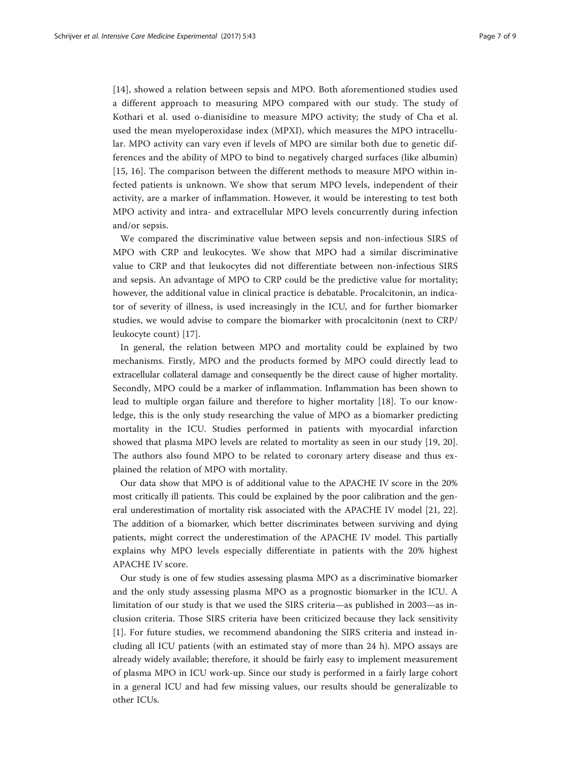[14], showed a relation between sepsis and MPO. Both aforementioned studies used a different approach to measuring MPO compared with our study. The study of Kothari et al. used o-dianisidine to measure MPO activity; the study of Cha et al. used the mean myeloperoxidase index (MPXI), which measures the MPO intracellular. MPO activity can vary even if levels of MPO are similar both due to genetic differences and the ability of MPO to bind to negatively charged surfaces (like albumin) [15, 16]. The comparison between the different methods to measure MPO within infected patients is unknown. We show that serum MPO levels, independent of their activity, are a marker of inflammation. However, it would be interesting to test both MPO activity and intra- and extracellular MPO levels concurrently during infection and/or sepsis.

We compared the discriminative value between sepsis and non-infectious SIRS of MPO with CRP and leukocytes. We show that MPO had a similar discriminative value to CRP and that leukocytes did not differentiate between non-infectious SIRS and sepsis. An advantage of MPO to CRP could be the predictive value for mortality; however, the additional value in clinical practice is debatable. Procalcitonin, an indicator of severity of illness, is used increasingly in the ICU, and for further biomarker studies, we would advise to compare the biomarker with procalcitonin (next to CRP/leukocyte count) [17].

In general, the relation between MPO and mortality could be explained by two mechanisms. Firstly, MPO and the products formed by MPO could directly lead to extracellular collateral damage and consequently be the direct cause of higher mortality. Secondly, MPO could be a marker of inflammation. Inflammation has been shown to lead to multiple organ failure and therefore to higher mortality [18]. To our knowledge, this is the only study researching the value of MPO as a biomarker predicting mortality in the ICU. Studies performed in patients with myocardial infarction showed that plasma MPO levels are related to mortality as seen in our study [19, 20]. The authors also found MPO to be related to coronary artery disease and thus explained the relation of MPO with mortality.

Our data show that MPO is of additional value to the APACHE IV score in the 20% most critically ill patients. This could be explained by the poor calibration and the general underestimation of mortality risk associated with the APACHE IV model [21, 22]. The addition of a biomarker, which better discriminates between surviving and dying patients, might correct the underestimation of the APACHE IV model. This partially explains why MPO levels especially differentiate in patients with the 20% highest APACHE IV score.

Our study is one of few studies assessing plasma MPO as a discriminative biomarker and the only study assessing plasma MPO as a prognostic biomarker in the ICU. A limitation of our study is that we used the SIRS criteria—as published in 2003—as inclusion criteria. Those SIRS criteria have been criticized because they lack sensitivity [1]. For future studies, we recommend abandoning the SIRS criteria and instead including all ICU patients (with an estimated stay of more than 24 h). MPO assays are already widely available; therefore, it should be fairly easy to implement measurement of plasma MPO in ICU work-up. Since our study is performed in a fairly large cohort in a general ICU and had few missing values, our results should be generalizable to other ICUs.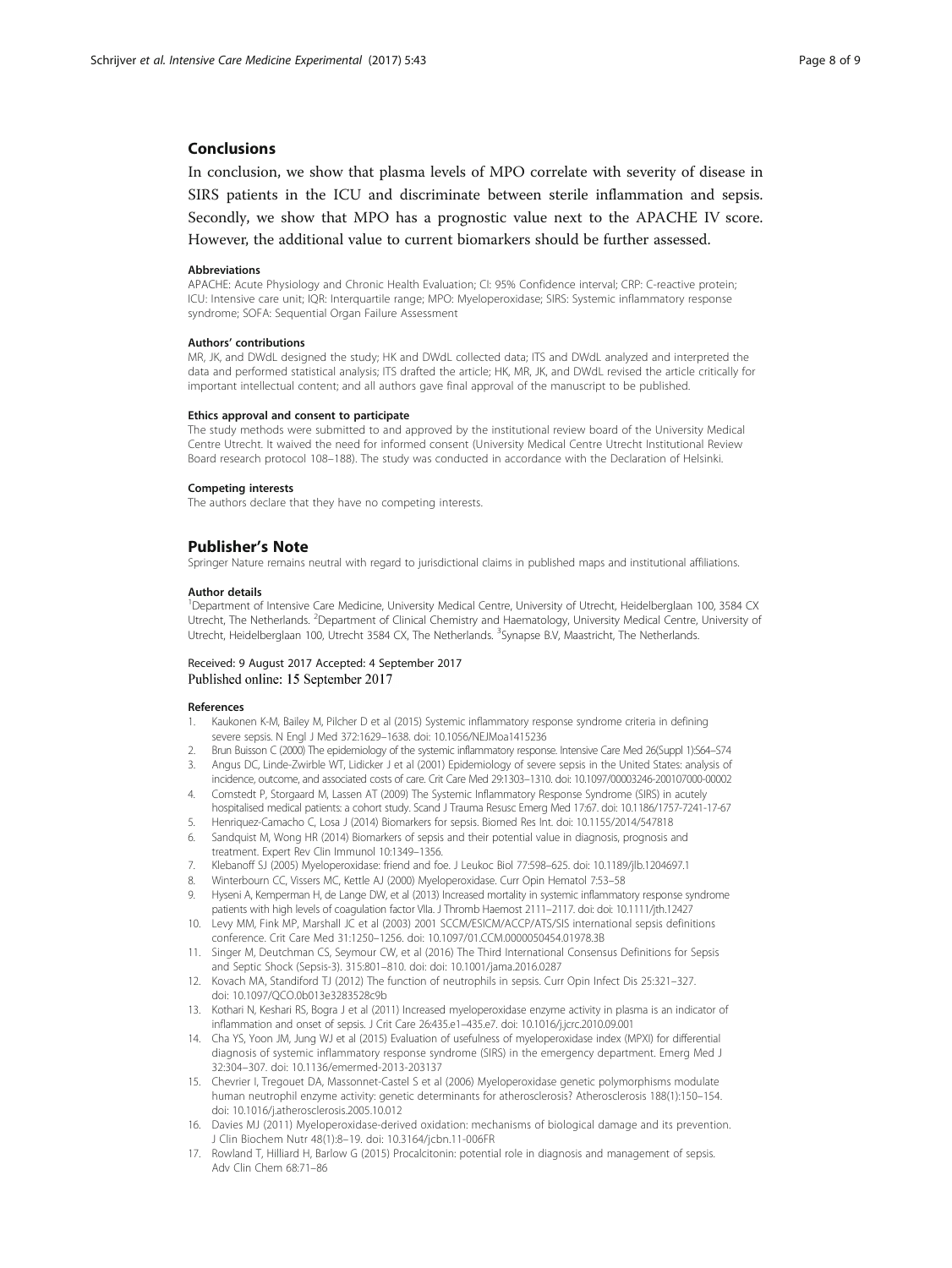## Conclusions

In conclusion, we show that plasma levels of MPO correlate with severity of disease in SIRS patients in the ICU and discriminate between sterile inflammation and sepsis. Secondly, we show that MPO has a prognostic value next to the APACHE IV score. However, the additional value to current biomarkers should be further assessed.

#### Abbreviations

APACHE: Acute Physiology and Chronic Health Evaluation; CI: 95% Confidence interval; CRP: C-reactive protein; ICU: Intensive care unit; IQR: Interquartile range; MPO: Myeloperoxidase; SIRS: Systemic inflammatory response syndrome; SOFA: Sequential Organ Failure Assessment

#### Authors' contributions

MR, JK, and DWdL designed the study; HK and DWdL collected data; ITS and DWdL analyzed and interpreted the data and performed statistical analysis; ITS drafted the article; HK, MR, JK, and DWdL revised the article critically for important intellectual content; and all authors gave final approval of the manuscript to be published.

#### Ethics approval and consent to participate

The study methods were submitted to and approved by the institutional review board of the University Medical Centre Utrecht. It waived the need for informed consent (University Medical Centre Utrecht Institutional Review Board research protocol 108–188). The study was conducted in accordance with the Declaration of Helsinki.

#### Competing interests

The authors declare that they have no competing interests.

## Publisher's Note

Springer Nature remains neutral with regard to jurisdictional claims in published maps and institutional affiliations.

#### Author details

[1]Department of Intensive Care Medicine, University Medical Centre, University of Utrecht, Heidelberglaan 100, 3584 CX Utrecht, The Netherlands. [2]Department of Clinical Chemistry and Haematology, University Medical Centre, University of Utrecht, Heidelberglaan 100, Utrecht 3584 CX, The Netherlands. [3]Synapse B.V, Maastricht, The Netherlands.

Received: 9 August 2017 Accepted: 4 September 2017
Published online: 15 September 2017

#### References

1. Kaukonen K-M, Bailey M, Pilcher D et al (2015) Systemic inflammatory response syndrome criteria in defining severe sepsis. N Engl J Med 372:1629–1638. doi: 10.1056/NEJMoa1415236
2. Brun Buisson C (2000) The epidemiology of the systemic inflammatory response. Intensive Care Med 26(Suppl 1):S64–S74
3. Angus DC, Linde-Zwirble WT, Lidicker J et al (2001) Epidemiology of severe sepsis in the United States: analysis of incidence, outcome, and associated costs of care. Crit Care Med 29:1303–1310. doi: 10.1097/00003246-200107000-00002
4. Comstedt P, Storgaard M, Lassen AT (2009) The Systemic Inflammatory Response Syndrome (SIRS) in acutely hospitalised medical patients: a cohort study. Scand J Trauma Resusc Emerg Med 17:67. doi: 10.1186/1757-7241-17-67
5. Henriquez-Camacho C, Losa J (2014) Biomarkers for sepsis. Biomed Res Int. doi: 10.1155/2014/547818
6. Sandquist M, Wong HR (2014) Biomarkers of sepsis and their potential value in diagnosis, prognosis and treatment. Expert Rev Clin Immunol 10:1349–1356.
7. Klebanoff SJ (2005) Myeloperoxidase: friend and foe. J Leukoc Biol 77:598–625. doi: 10.1189/jlb.1204697.1
8. Winterbourn CC, Vissers MC, Kettle AJ (2000) Myeloperoxidase. Curr Opin Hematol 7:53–58
9. Hyseni A, Kemperman H, de Lange DW, et al (2013) Increased mortality in systemic inflammatory response syndrome patients with high levels of coagulation factor VIIa. J Thromb Haemost 2111–2117. doi: doi: 10.1111/jth.12427
10. Levy MM, Fink MP, Marshall JC et al (2003) 2001 SCCM/ESICM/ACCP/ATS/SIS international sepsis definitions conference. Crit Care Med 31:1250–1256. doi: 10.1097/01.CCM.0000050454.01978.3B
11. Singer M, Deutchman CS, Seymour CW, et al (2016) The Third International Consensus Definitions for Sepsis and Septic Shock (Sepsis-3). 315:801–810. doi: doi: 10.1001/jama.2016.0287
12. Kovach MA, Standiford TJ (2012) The function of neutrophils in sepsis. Curr Opin Infect Dis 25:321–327. doi: 10.1097/QCO.0b013e3283528c9b
13. Kothari N, Keshari RS, Bogra J et al (2011) Increased myeloperoxidase enzyme activity in plasma is an indicator of inflammation and onset of sepsis. J Crit Care 26:435.e1–435.e7. doi: 10.1016/j.jcrc.2010.09.001
14. Cha YS, Yoon JM, Jung WJ et al (2015) Evaluation of usefulness of myeloperoxidase index (MPXI) for differential diagnosis of systemic inflammatory response syndrome (SIRS) in the emergency department. Emerg Med J 32:304–307. doi: 10.1136/emermed-2013-203137
15. Chevrier I, Tregouet DA, Massonnet-Castel S et al (2006) Myeloperoxidase genetic polymorphisms modulate human neutrophil enzyme activity: genetic determinants for atherosclerosis? Atherosclerosis 188(1):150–154. doi: 10.1016/j.atherosclerosis.2005.10.012
16. Davies MJ (2011) Myeloperoxidase-derived oxidation: mechanisms of biological damage and its prevention. J Clin Biochem Nutr 48(1):8–19. doi: 10.3164/jcbn.11-006FR
17. Rowland T, Hilliard H, Barlow G (2015) Procalcitonin: potential role in diagnosis and management of sepsis. Adv Clin Chem 68:71–86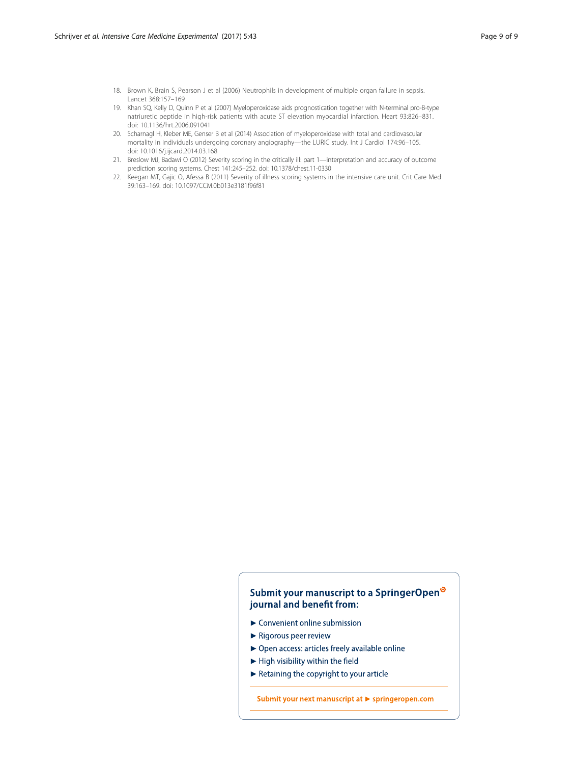18. Brown K, Brain S, Pearson J et al (2006) Neutrophils in development of multiple organ failure in sepsis. Lancet 368:157–169
19. Khan SQ, Kelly D, Quinn P et al (2007) Myeloperoxidase aids prognostication together with N-terminal pro-B-type natriuretic peptide in high-risk patients with acute ST elevation myocardial infarction. Heart 93:826–831. doi: 10.1136/hrt.2006.091041
20. Scharnagl H, Kleber ME, Genser B et al (2014) Association of myeloperoxidase with total and cardiovascular mortality in individuals undergoing coronary angiography—the LURIC study. Int J Cardiol 174:96–105. doi: 10.1016/j.ijcard.2014.03.168
21. Breslow MJ, Badawi O (2012) Severity scoring in the critically ill: part 1—interpretation and accuracy of outcome prediction scoring systems. Chest 141:245–252. doi: 10.1378/chest.11-0330
22. Keegan MT, Gajic O, Afessa B (2011) Severity of illness scoring systems in the intensive care unit. Crit Care Med 39:163–169. doi: 10.1097/CCM.0b013e3181f96f81

**Submit your manuscript to a SpringerOpen journal and benefit from:**

- ► Convenient online submission
- ► Rigorous peer review
- ► Open access: articles freely available online
- ► High visibility within the field
- ► Retaining the copyright to your article

**Submit your next manuscript at ► springeropen.com**